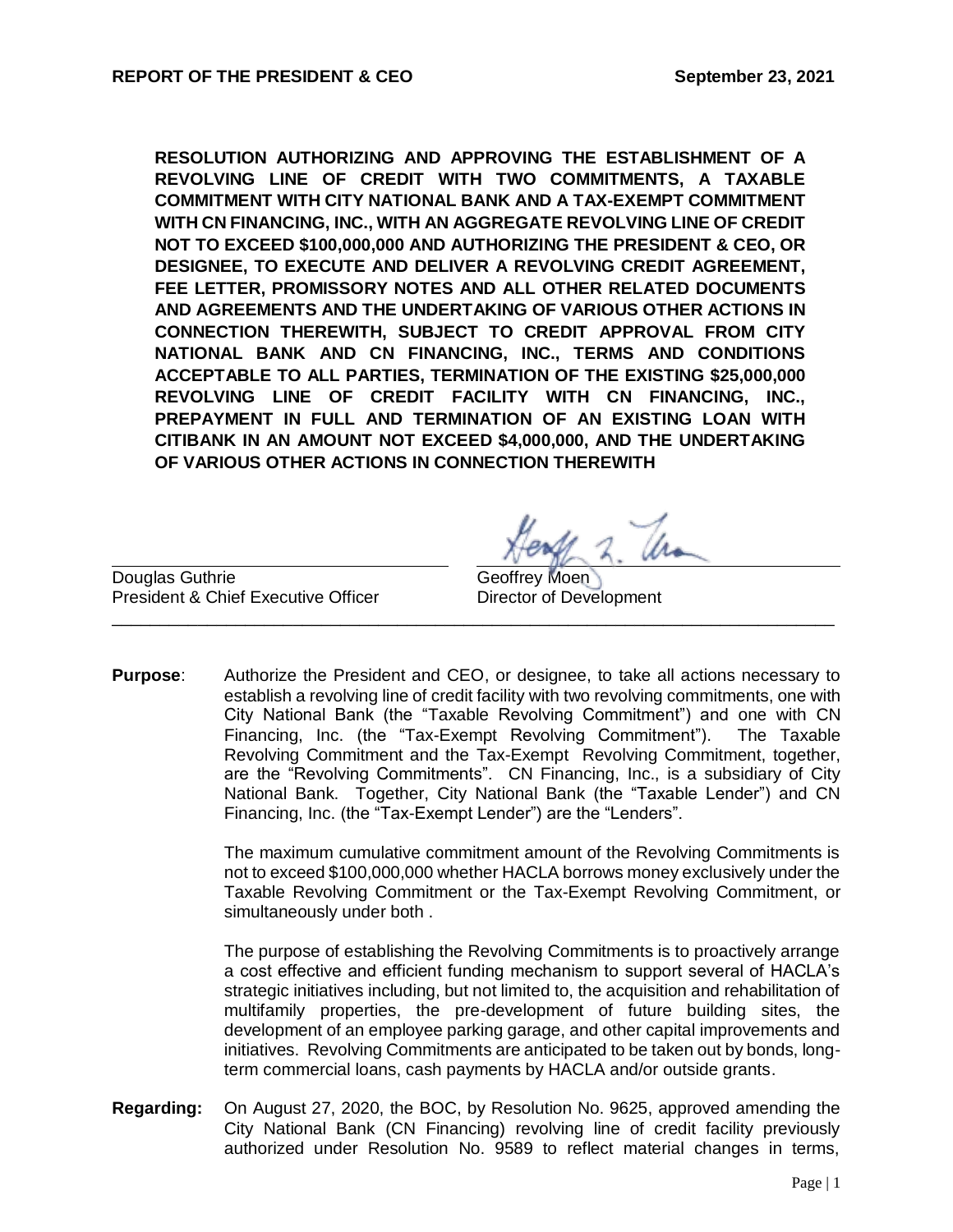**REPORT OF THE PRESIDENT & CEO** **September 23, 2021**

**RESOLUTION AUTHORIZING AND APPROVING THE ESTABLISHMENT OF A REVOLVING LINE OF CREDIT WITH TWO COMMITMENTS, A TAXABLE COMMITMENT WITH CITY NATIONAL BANK AND A TAX-EXEMPT COMMITMENT WITH CN FINANCING, INC., WITH AN AGGREGATE REVOLVING LINE OF CREDIT NOT TO EXCEED $100,000,000 AND AUTHORIZING THE PRESIDENT & CEO, OR DESIGNEE, TO EXECUTE AND DELIVER A REVOLVING CREDIT AGREEMENT, FEE LETTER, PROMISSORY NOTES AND ALL OTHER RELATED DOCUMENTS AND AGREEMENTS AND THE UNDERTAKING OF VARIOUS OTHER ACTIONS IN CONNECTION THEREWITH, SUBJECT TO CREDIT APPROVAL FROM CITY NATIONAL BANK AND CN FINANCING, INC., TERMS AND CONDITIONS ACCEPTABLE TO ALL PARTIES, TERMINATION OF THE EXISTING $25,000,000 REVOLVING LINE OF CREDIT FACILITY WITH CN FINANCING, INC., PREPAYMENT IN FULL AND TERMINATION OF AN EXISTING LOAN WITH CITIBANK IN AN AMOUNT NOT EXCEED $4,000,000, AND THE UNDERTAKING OF VARIOUS OTHER ACTIONS IN CONNECTION THEREWITH**

| | |
|---|---|
| Douglas Guthrie | Geoffrey Moen |
| President & Chief Executive Officer | Director of Development |

**Purpose**: Authorize the President and CEO, or designee, to take all actions necessary to establish a revolving line of credit facility with two revolving commitments, one with City National Bank (the "Taxable Revolving Commitment") and one with CN Financing, Inc. (the "Tax-Exempt Revolving Commitment"). The Taxable Revolving Commitment and the Tax-Exempt Revolving Commitment, together, are the "Revolving Commitments". CN Financing, Inc., is a subsidiary of City National Bank. Together, City National Bank (the "Taxable Lender") and CN Financing, Inc. (the "Tax-Exempt Lender") are the "Lenders".

The maximum cumulative commitment amount of the Revolving Commitments is not to exceed $100,000,000 whether HACLA borrows money exclusively under the Taxable Revolving Commitment or the Tax-Exempt Revolving Commitment, or simultaneously under both .

The purpose of establishing the Revolving Commitments is to proactively arrange a cost effective and efficient funding mechanism to support several of HACLA's strategic initiatives including, but not limited to, the acquisition and rehabilitation of multifamily properties, the pre-development of future building sites, the development of an employee parking garage, and other capital improvements and initiatives. Revolving Commitments are anticipated to be taken out by bonds, long-term commercial loans, cash payments by HACLA and/or outside grants.

**Regarding:** On August 27, 2020, the BOC, by Resolution No. 9625, approved amending the City National Bank (CN Financing) revolving line of credit facility previously authorized under Resolution No. 9589 to reflect material changes in terms,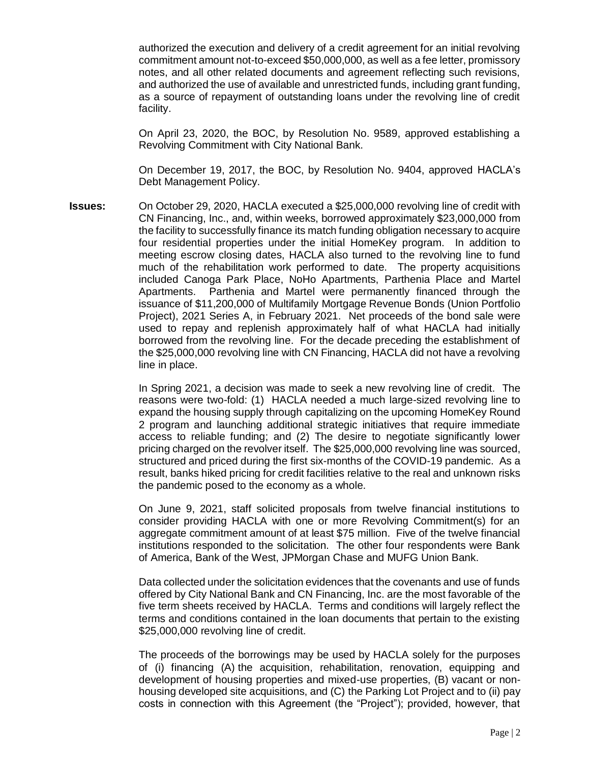authorized the execution and delivery of a credit agreement for an initial revolving commitment amount not-to-exceed $50,000,000, as well as a fee letter, promissory notes, and all other related documents and agreement reflecting such revisions, and authorized the use of available and unrestricted funds, including grant funding, as a source of repayment of outstanding loans under the revolving line of credit facility.

On April 23, 2020, the BOC, by Resolution No. 9589, approved establishing a Revolving Commitment with City National Bank.

On December 19, 2017, the BOC, by Resolution No. 9404, approved HACLA's Debt Management Policy.

**Issues:** On October 29, 2020, HACLA executed a $25,000,000 revolving line of credit with CN Financing, Inc., and, within weeks, borrowed approximately $23,000,000 from the facility to successfully finance its match funding obligation necessary to acquire four residential properties under the initial HomeKey program. In addition to meeting escrow closing dates, HACLA also turned to the revolving line to fund much of the rehabilitation work performed to date. The property acquisitions included Canoga Park Place, NoHo Apartments, Parthenia Place and Martel Apartments. Parthenia and Martel were permanently financed through the issuance of $11,200,000 of Multifamily Mortgage Revenue Bonds (Union Portfolio Project), 2021 Series A, in February 2021. Net proceeds of the bond sale were used to repay and replenish approximately half of what HACLA had initially borrowed from the revolving line. For the decade preceding the establishment of the $25,000,000 revolving line with CN Financing, HACLA did not have a revolving line in place.

In Spring 2021, a decision was made to seek a new revolving line of credit. The reasons were two-fold: (1) HACLA needed a much large-sized revolving line to expand the housing supply through capitalizing on the upcoming HomeKey Round 2 program and launching additional strategic initiatives that require immediate access to reliable funding; and (2) The desire to negotiate significantly lower pricing charged on the revolver itself. The $25,000,000 revolving line was sourced, structured and priced during the first six-months of the COVID-19 pandemic. As a result, banks hiked pricing for credit facilities relative to the real and unknown risks the pandemic posed to the economy as a whole.

On June 9, 2021, staff solicited proposals from twelve financial institutions to consider providing HACLA with one or more Revolving Commitment(s) for an aggregate commitment amount of at least $75 million. Five of the twelve financial institutions responded to the solicitation. The other four respondents were Bank of America, Bank of the West, JPMorgan Chase and MUFG Union Bank.

Data collected under the solicitation evidences that the covenants and use of funds offered by City National Bank and CN Financing, Inc. are the most favorable of the five term sheets received by HACLA. Terms and conditions will largely reflect the terms and conditions contained in the loan documents that pertain to the existing $25,000,000 revolving line of credit.

The proceeds of the borrowings may be used by HACLA solely for the purposes of (i) financing (A) the acquisition, rehabilitation, renovation, equipping and development of housing properties and mixed-use properties, (B) vacant or non-housing developed site acquisitions, and (C) the Parking Lot Project and to (ii) pay costs in connection with this Agreement (the "Project"); provided, however, that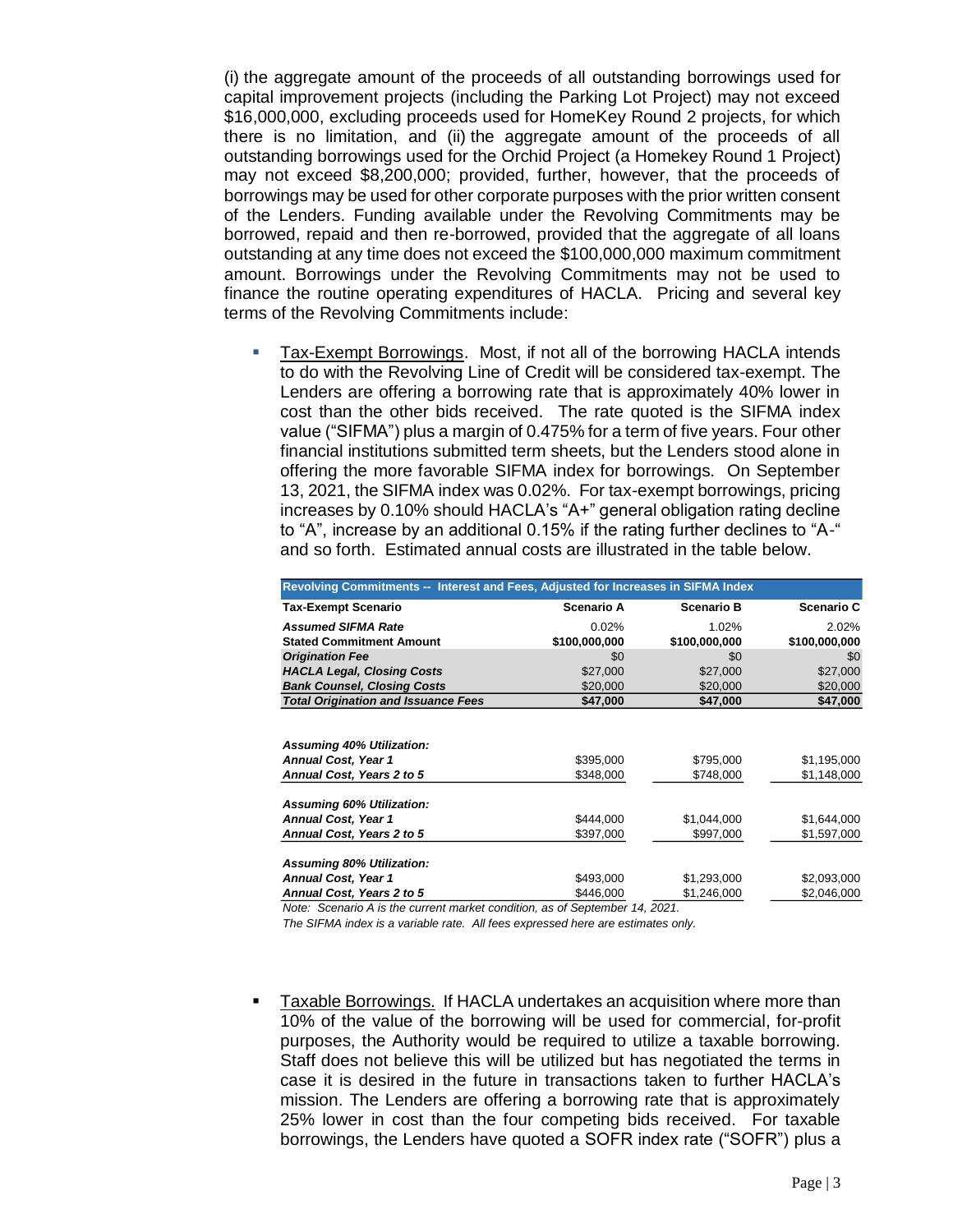(i) the aggregate amount of the proceeds of all outstanding borrowings used for capital improvement projects (including the Parking Lot Project) may not exceed $16,000,000, excluding proceeds used for HomeKey Round 2 projects, for which there is no limitation, and (ii) the aggregate amount of the proceeds of all outstanding borrowings used for the Orchid Project (a Homekey Round 1 Project) may not exceed $8,200,000; provided, further, however, that the proceeds of borrowings may be used for other corporate purposes with the prior written consent of the Lenders. Funding available under the Revolving Commitments may be borrowed, repaid and then re-borrowed, provided that the aggregate of all loans outstanding at any time does not exceed the $100,000,000 maximum commitment amount. Borrowings under the Revolving Commitments may not be used to finance the routine operating expenditures of HACLA. Pricing and several key terms of the Revolving Commitments include:

- Tax-Exempt Borrowings. Most, if not all of the borrowing HACLA intends to do with the Revolving Line of Credit will be considered tax-exempt. The Lenders are offering a borrowing rate that is approximately 40% lower in cost than the other bids received. The rate quoted is the SIFMA index value ("SIFMA") plus a margin of 0.475% for a term of five years. Four other financial institutions submitted term sheets, but the Lenders stood alone in offering the more favorable SIFMA index for borrowings. On September 13, 2021, the SIFMA index was 0.02%. For tax-exempt borrowings, pricing increases by 0.10% should HACLA's "A+" general obligation rating decline to "A", increase by an additional 0.15% if the rating further declines to "A-" and so forth. Estimated annual costs are illustrated in the table below.

| Revolving Commitments -- Interest and Fees, Adjusted for Increases in SIFMA Index | | | |
|---|---|---|---|
| **Tax-Exempt Scenario** | **Scenario A** | **Scenario B** | **Scenario C** |
| ***Assumed SIFMA Rate*** | 0.02% | 1.02% | 2.02% |
| **Stated Commitment Amount** | **$100,000,000** | **$100,000,000** | **$100,000,000** |
| ***Origination Fee*** | $0 | $0 | $0 |
| ***HACLA Legal, Closing Costs*** | $27,000 | $27,000 | $27,000 |
| ***Bank Counsel, Closing Costs*** | $20,000 | $20,000 | $20,000 |
| ***Total Origination and Issuance Fees*** | **$47,000** | **$47,000** | **$47,000** |
| | | | |
| ***Assuming 40% Utilization:*** | | | |
| ***Annual Cost, Year 1*** | $395,000 | $795,000 | $1,195,000 |
| ***Annual Cost, Years 2 to 5*** | $348,000 | $748,000 | $1,148,000 |
| ***Assuming 60% Utilization:*** | | | |
| ***Annual Cost, Year 1*** | $444,000 | $1,044,000 | $1,644,000 |
| ***Annual Cost, Years 2 to 5*** | $397,000 | $997,000 | $1,597,000 |
| ***Assuming 80% Utilization:*** | | | |
| ***Annual Cost, Year 1*** | $493,000 | $1,293,000 | $2,093,000 |
| ***Annual Cost, Years 2 to 5*** | $446,000 | $1,246,000 | $2,046,000 |

*Note: Scenario A is the current market condition, as of September 14, 2021.*
*The SIFMA index is a variable rate. All fees expressed here are estimates only.*

- Taxable Borrowings. If HACLA undertakes an acquisition where more than 10% of the value of the borrowing will be used for commercial, for-profit purposes, the Authority would be required to utilize a taxable borrowing. Staff does not believe this will be utilized but has negotiated the terms in case it is desired in the future in transactions taken to further HACLA's mission. The Lenders are offering a borrowing rate that is approximately 25% lower in cost than the four competing bids received. For taxable borrowings, the Lenders have quoted a SOFR index rate ("SOFR") plus a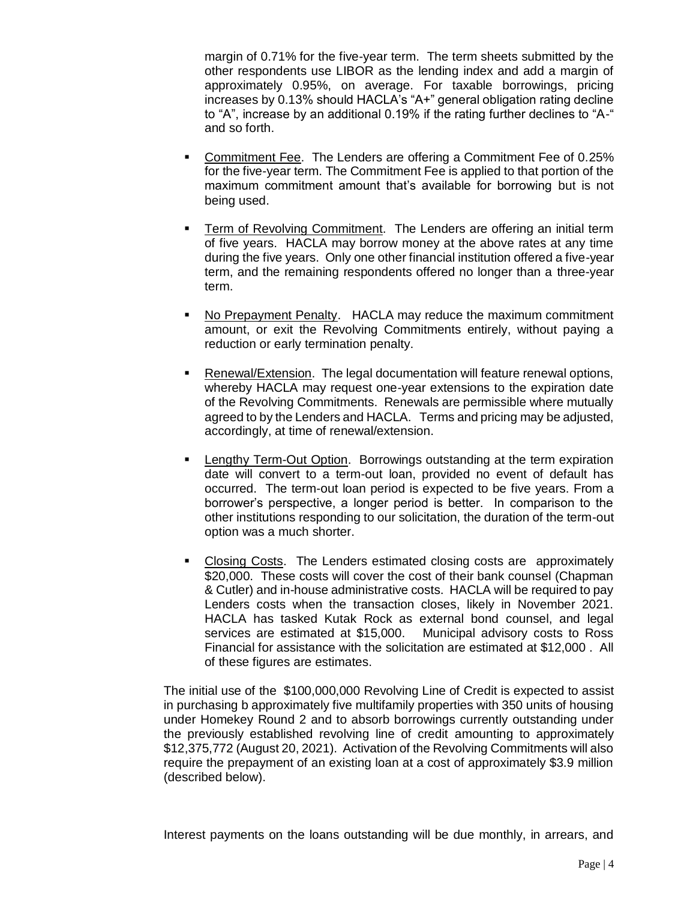margin of 0.71% for the five-year term. The term sheets submitted by the other respondents use LIBOR as the lending index and add a margin of approximately 0.95%, on average. For taxable borrowings, pricing increases by 0.13% should HACLA's "A+" general obligation rating decline to "A", increase by an additional 0.19% if the rating further declines to "A-" and so forth.

- Commitment Fee. The Lenders are offering a Commitment Fee of 0.25% for the five-year term. The Commitment Fee is applied to that portion of the maximum commitment amount that's available for borrowing but is not being used.
- Term of Revolving Commitment. The Lenders are offering an initial term of five years. HACLA may borrow money at the above rates at any time during the five years. Only one other financial institution offered a five-year term, and the remaining respondents offered no longer than a three-year term.
- No Prepayment Penalty. HACLA may reduce the maximum commitment amount, or exit the Revolving Commitments entirely, without paying a reduction or early termination penalty.
- Renewal/Extension. The legal documentation will feature renewal options, whereby HACLA may request one-year extensions to the expiration date of the Revolving Commitments. Renewals are permissible where mutually agreed to by the Lenders and HACLA. Terms and pricing may be adjusted, accordingly, at time of renewal/extension.
- Lengthy Term-Out Option. Borrowings outstanding at the term expiration date will convert to a term-out loan, provided no event of default has occurred. The term-out loan period is expected to be five years. From a borrower's perspective, a longer period is better. In comparison to the other institutions responding to our solicitation, the duration of the term-out option was a much shorter.
- Closing Costs. The Lenders estimated closing costs are approximately \$20,000. These costs will cover the cost of their bank counsel (Chapman & Cutler) and in-house administrative costs. HACLA will be required to pay Lenders costs when the transaction closes, likely in November 2021. HACLA has tasked Kutak Rock as external bond counsel, and legal services are estimated at \$15,000. Municipal advisory costs to Ross Financial for assistance with the solicitation are estimated at \$12,000 . All of these figures are estimates.

The initial use of the \$100,000,000 Revolving Line of Credit is expected to assist in purchasing b approximately five multifamily properties with 350 units of housing under Homekey Round 2 and to absorb borrowings currently outstanding under the previously established revolving line of credit amounting to approximately \$12,375,772 (August 20, 2021). Activation of the Revolving Commitments will also require the prepayment of an existing loan at a cost of approximately \$3.9 million (described below).

Interest payments on the loans outstanding will be due monthly, in arrears, and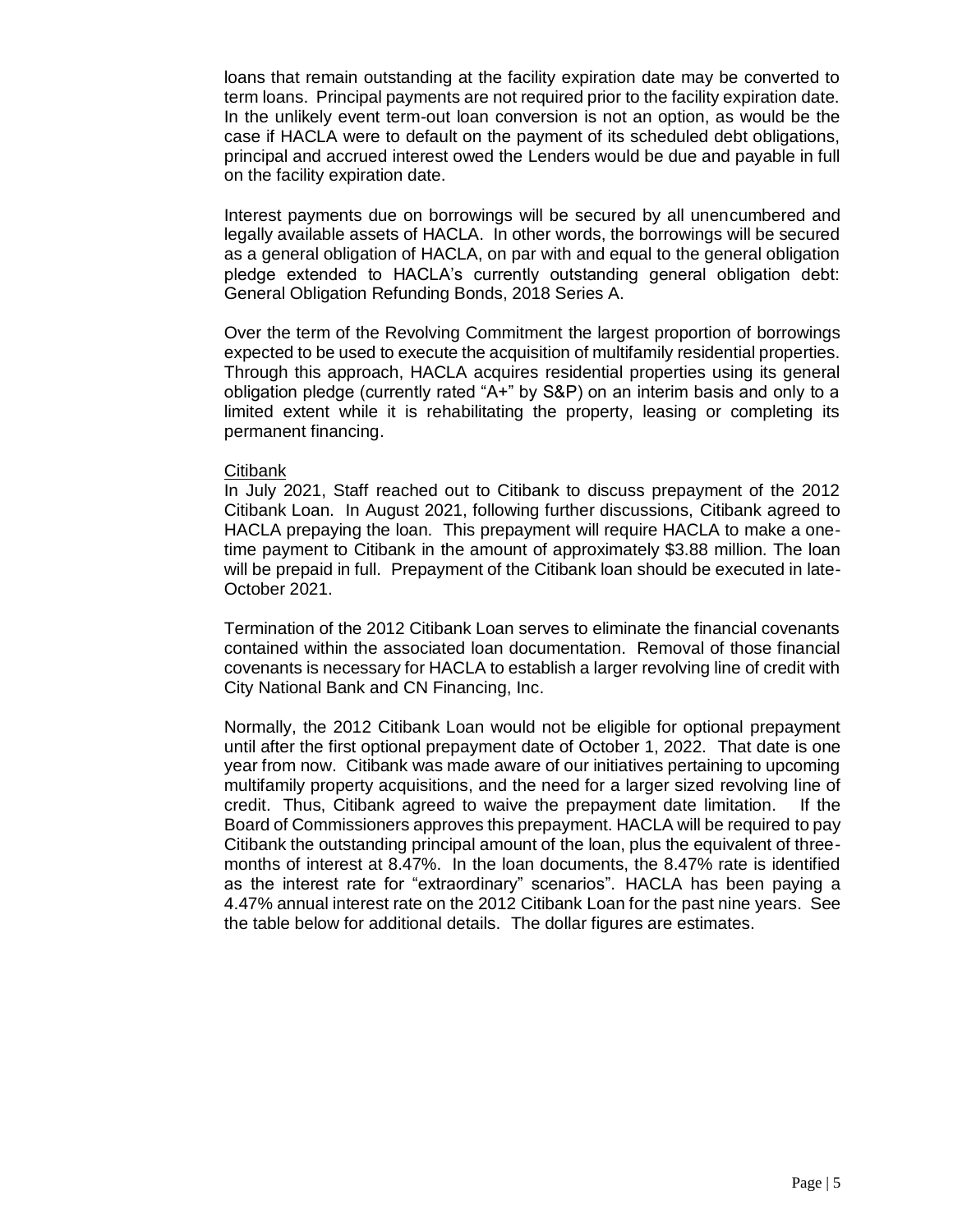loans that remain outstanding at the facility expiration date may be converted to term loans. Principal payments are not required prior to the facility expiration date. In the unlikely event term-out loan conversion is not an option, as would be the case if HACLA were to default on the payment of its scheduled debt obligations, principal and accrued interest owed the Lenders would be due and payable in full on the facility expiration date.

Interest payments due on borrowings will be secured by all unencumbered and legally available assets of HACLA. In other words, the borrowings will be secured as a general obligation of HACLA, on par with and equal to the general obligation pledge extended to HACLA's currently outstanding general obligation debt: General Obligation Refunding Bonds, 2018 Series A.

Over the term of the Revolving Commitment the largest proportion of borrowings expected to be used to execute the acquisition of multifamily residential properties. Through this approach, HACLA acquires residential properties using its general obligation pledge (currently rated "A+" by S&P) on an interim basis and only to a limited extent while it is rehabilitating the property, leasing or completing its permanent financing.

<u>Citibank</u>

In July 2021, Staff reached out to Citibank to discuss prepayment of the 2012 Citibank Loan. In August 2021, following further discussions, Citibank agreed to HACLA prepaying the loan. This prepayment will require HACLA to make a one-time payment to Citibank in the amount of approximately $3.88 million. The loan will be prepaid in full. Prepayment of the Citibank loan should be executed in late-October 2021.

Termination of the 2012 Citibank Loan serves to eliminate the financial covenants contained within the associated loan documentation. Removal of those financial covenants is necessary for HACLA to establish a larger revolving line of credit with City National Bank and CN Financing, Inc.

Normally, the 2012 Citibank Loan would not be eligible for optional prepayment until after the first optional prepayment date of October 1, 2022. That date is one year from now. Citibank was made aware of our initiatives pertaining to upcoming multifamily property acquisitions, and the need for a larger sized revolving line of credit. Thus, Citibank agreed to waive the prepayment date limitation. If the Board of Commissioners approves this prepayment. HACLA will be required to pay Citibank the outstanding principal amount of the loan, plus the equivalent of three-months of interest at 8.47%. In the loan documents, the 8.47% rate is identified as the interest rate for "extraordinary" scenarios". HACLA has been paying a 4.47% annual interest rate on the 2012 Citibank Loan for the past nine years. See the table below for additional details. The dollar figures are estimates.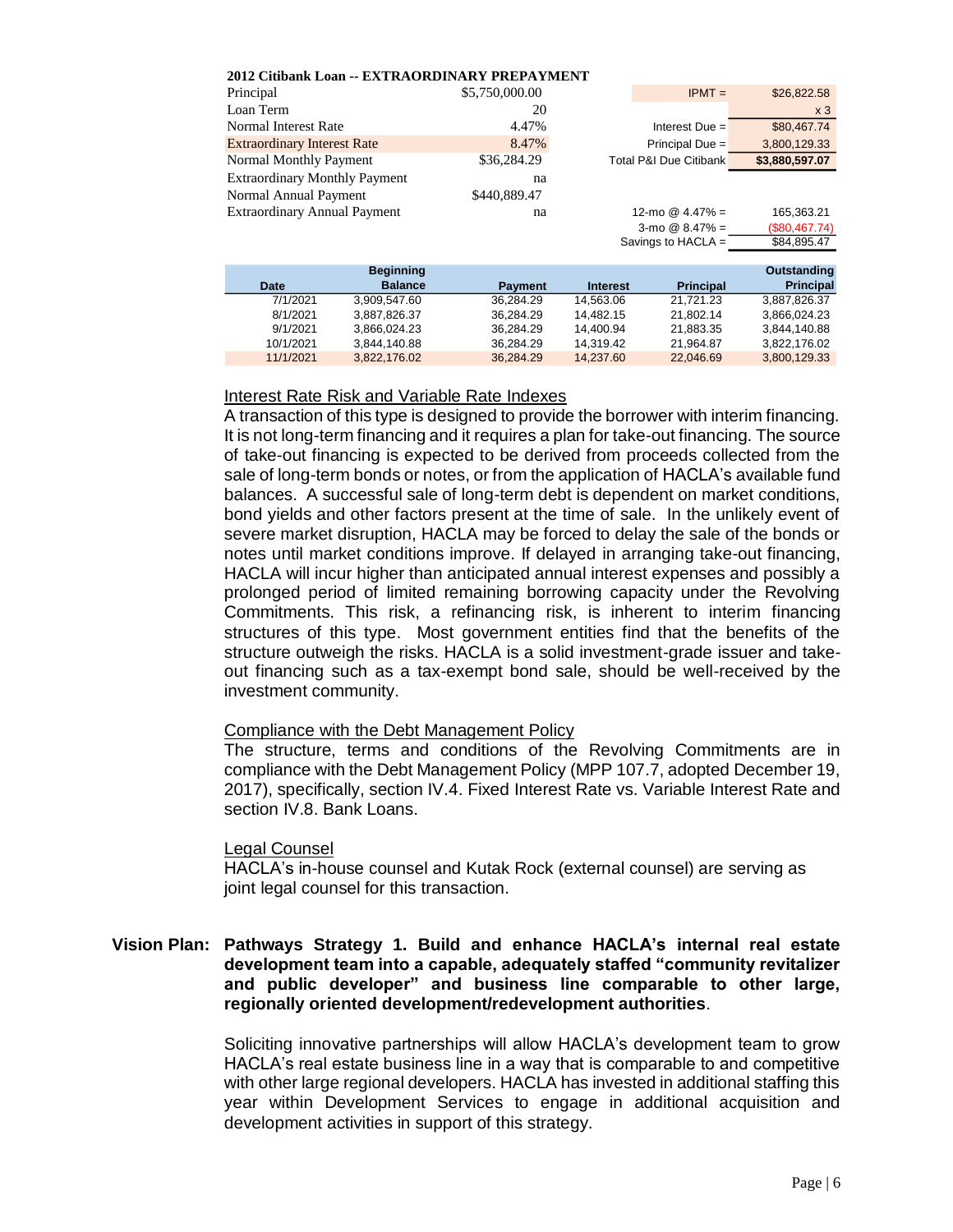**2012 Citibank Loan -- EXTRAORDINARY PREPAYMENT**

| | | | |
|---|---|---|---|
| Principal | $5,750,000.00 | IPMT = | $26,822.58 |
| Loan Term | 20 | | x 3 |
| Normal Interest Rate | 4.47% | Interest Due = | $80,467.74 |
| Extraordinary Interest Rate | 8.47% | Principal Due = | 3,800,129.33 |
| Normal Monthly Payment | $36,284.29 | Total P&I Due Citibank | $3,880,597.07 |
| Extraordinary Monthly Payment | na | | |
| Normal Annual Payment | $440,889.47 | | |
| Extraordinary Annual Payment | na | 12-mo @ 4.47% = | 165,363.21 |
| | | 3-mo @ 8.47% = | ($80,467.74) |
| | | Savings to HACLA = | $84,895.47 |

| Date | Beginning Balance | Payment | Interest | Principal | Outstanding Principal |
|---|---|---|---|---|---|
| 7/1/2021 | 3,909,547.60 | 36,284.29 | 14,563.06 | 21,721.23 | 3,887,826.37 |
| 8/1/2021 | 3,887,826.37 | 36,284.29 | 14,482.15 | 21,802.14 | 3,866,024.23 |
| 9/1/2021 | 3,866,024.23 | 36,284.29 | 14,400.94 | 21,883.35 | 3,844,140.88 |
| 10/1/2021 | 3,844,140.88 | 36,284.29 | 14,319.42 | 21,964.87 | 3,822,176.02 |
| 11/1/2021 | 3,822,176.02 | 36,284.29 | 14,237.60 | 22,046.69 | 3,800,129.33 |

Interest Rate Risk and Variable Rate Indexes

A transaction of this type is designed to provide the borrower with interim financing. It is not long-term financing and it requires a plan for take-out financing. The source of take-out financing is expected to be derived from proceeds collected from the sale of long-term bonds or notes, or from the application of HACLA's available fund balances. A successful sale of long-term debt is dependent on market conditions, bond yields and other factors present at the time of sale. In the unlikely event of severe market disruption, HACLA may be forced to delay the sale of the bonds or notes until market conditions improve. If delayed in arranging take-out financing, HACLA will incur higher than anticipated annual interest expenses and possibly a prolonged period of limited remaining borrowing capacity under the Revolving Commitments. This risk, a refinancing risk, is inherent to interim financing structures of this type. Most government entities find that the benefits of the structure outweigh the risks. HACLA is a solid investment-grade issuer and take-out financing such as a tax-exempt bond sale, should be well-received by the investment community.

Compliance with the Debt Management Policy

The structure, terms and conditions of the Revolving Commitments are in compliance with the Debt Management Policy (MPP 107.7, adopted December 19, 2017), specifically, section IV.4. Fixed Interest Rate vs. Variable Interest Rate and section IV.8. Bank Loans.

Legal Counsel

HACLA's in-house counsel and Kutak Rock (external counsel) are serving as joint legal counsel for this transaction.

**Vision Plan: Pathways Strategy 1. Build and enhance HACLA's internal real estate development team into a capable, adequately staffed "community revitalizer and public developer" and business line comparable to other large, regionally oriented development/redevelopment authorities**.

Soliciting innovative partnerships will allow HACLA's development team to grow HACLA's real estate business line in a way that is comparable to and competitive with other large regional developers. HACLA has invested in additional staffing this year within Development Services to engage in additional acquisition and development activities in support of this strategy.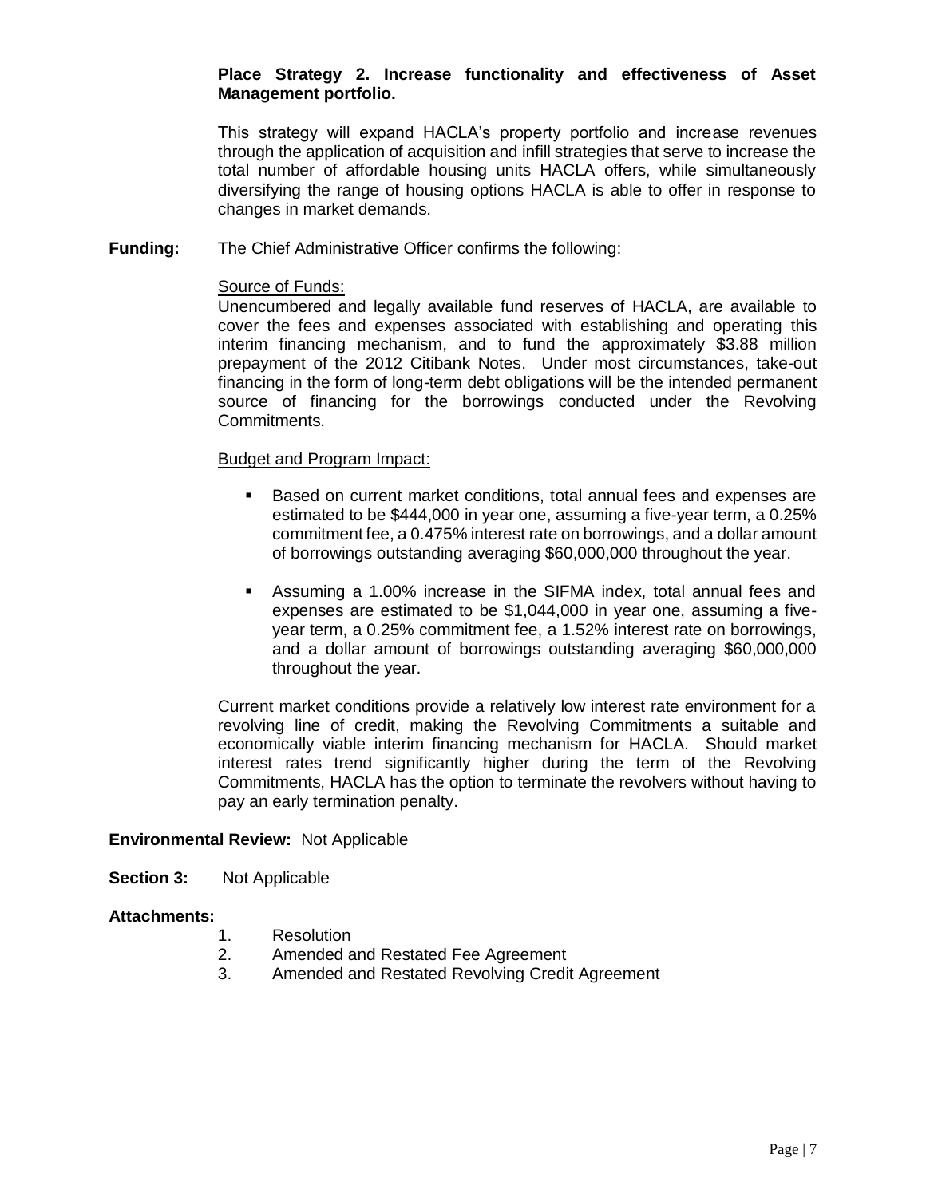**Place Strategy 2. Increase functionality and effectiveness of Asset Management portfolio.**

This strategy will expand HACLA's property portfolio and increase revenues through the application of acquisition and infill strategies that serve to increase the total number of affordable housing units HACLA offers, while simultaneously diversifying the range of housing options HACLA is able to offer in response to changes in market demands.

**Funding:** The Chief Administrative Officer confirms the following:

Source of Funds:

Unencumbered and legally available fund reserves of HACLA, are available to cover the fees and expenses associated with establishing and operating this interim financing mechanism, and to fund the approximately $3.88 million prepayment of the 2012 Citibank Notes. Under most circumstances, take-out financing in the form of long-term debt obligations will be the intended permanent source of financing for the borrowings conducted under the Revolving Commitments.

Budget and Program Impact:

- Based on current market conditions, total annual fees and expenses are estimated to be $444,000 in year one, assuming a five-year term, a 0.25% commitment fee, a 0.475% interest rate on borrowings, and a dollar amount of borrowings outstanding averaging $60,000,000 throughout the year.
- Assuming a 1.00% increase in the SIFMA index, total annual fees and expenses are estimated to be $1,044,000 in year one, assuming a five-year term, a 0.25% commitment fee, a 1.52% interest rate on borrowings, and a dollar amount of borrowings outstanding averaging $60,000,000 throughout the year.

Current market conditions provide a relatively low interest rate environment for a revolving line of credit, making the Revolving Commitments a suitable and economically viable interim financing mechanism for HACLA. Should market interest rates trend significantly higher during the term of the Revolving Commitments, HACLA has the option to terminate the revolvers without having to pay an early termination penalty.

**Environmental Review:** Not Applicable

**Section 3:** Not Applicable

**Attachments:**

1. Resolution
2. Amended and Restated Fee Agreement
3. Amended and Restated Revolving Credit Agreement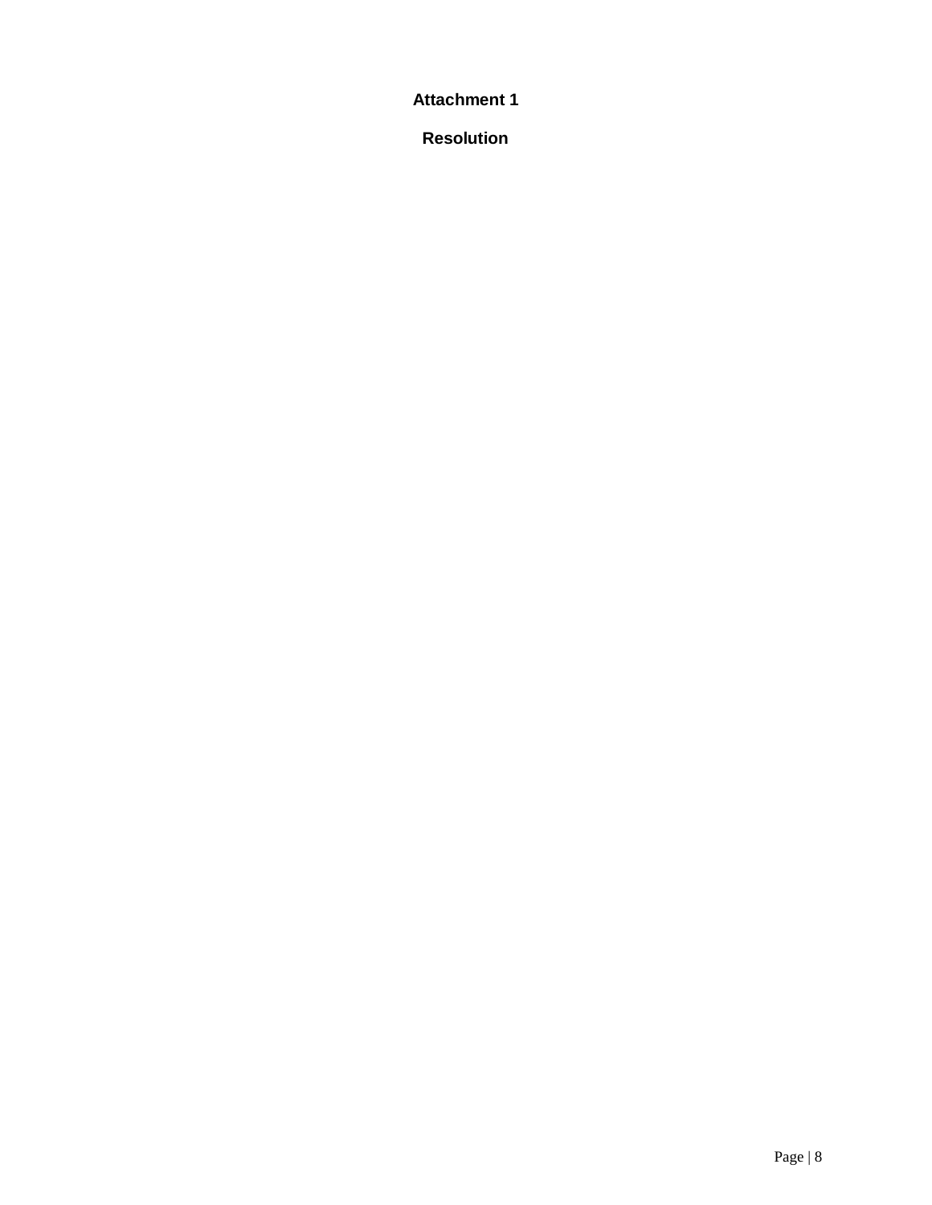**Attachment 1**

**Resolution**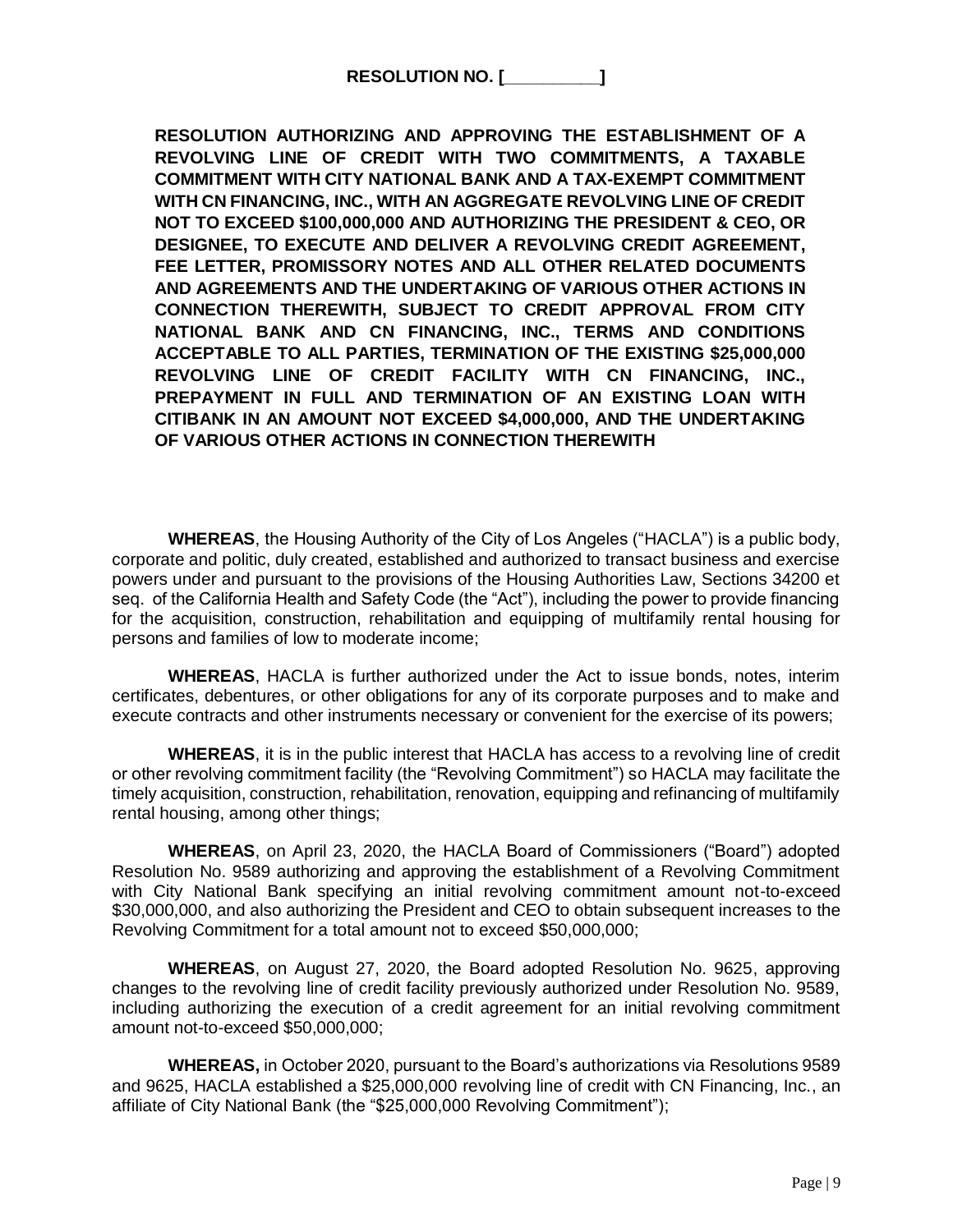**RESOLUTION NO. [__________]**

**RESOLUTION AUTHORIZING AND APPROVING THE ESTABLISHMENT OF A REVOLVING LINE OF CREDIT WITH TWO COMMITMENTS, A TAXABLE COMMITMENT WITH CITY NATIONAL BANK AND A TAX-EXEMPT COMMITMENT WITH CN FINANCING, INC., WITH AN AGGREGATE REVOLVING LINE OF CREDIT NOT TO EXCEED $100,000,000 AND AUTHORIZING THE PRESIDENT & CEO, OR DESIGNEE, TO EXECUTE AND DELIVER A REVOLVING CREDIT AGREEMENT, FEE LETTER, PROMISSORY NOTES AND ALL OTHER RELATED DOCUMENTS AND AGREEMENTS AND THE UNDERTAKING OF VARIOUS OTHER ACTIONS IN CONNECTION THEREWITH, SUBJECT TO CREDIT APPROVAL FROM CITY NATIONAL BANK AND CN FINANCING, INC., TERMS AND CONDITIONS ACCEPTABLE TO ALL PARTIES, TERMINATION OF THE EXISTING $25,000,000 REVOLVING LINE OF CREDIT FACILITY WITH CN FINANCING, INC., PREPAYMENT IN FULL AND TERMINATION OF AN EXISTING LOAN WITH CITIBANK IN AN AMOUNT NOT EXCEED $4,000,000, AND THE UNDERTAKING OF VARIOUS OTHER ACTIONS IN CONNECTION THEREWITH**

**WHEREAS**, the Housing Authority of the City of Los Angeles ("HACLA") is a public body, corporate and politic, duly created, established and authorized to transact business and exercise powers under and pursuant to the provisions of the Housing Authorities Law, Sections 34200 et seq. of the California Health and Safety Code (the "Act"), including the power to provide financing for the acquisition, construction, rehabilitation and equipping of multifamily rental housing for persons and families of low to moderate income;

**WHEREAS**, HACLA is further authorized under the Act to issue bonds, notes, interim certificates, debentures, or other obligations for any of its corporate purposes and to make and execute contracts and other instruments necessary or convenient for the exercise of its powers;

**WHEREAS**, it is in the public interest that HACLA has access to a revolving line of credit or other revolving commitment facility (the "Revolving Commitment") so HACLA may facilitate the timely acquisition, construction, rehabilitation, renovation, equipping and refinancing of multifamily rental housing, among other things;

**WHEREAS**, on April 23, 2020, the HACLA Board of Commissioners ("Board") adopted Resolution No. 9589 authorizing and approving the establishment of a Revolving Commitment with City National Bank specifying an initial revolving commitment amount not-to-exceed $30,000,000, and also authorizing the President and CEO to obtain subsequent increases to the Revolving Commitment for a total amount not to exceed $50,000,000;

**WHEREAS**, on August 27, 2020, the Board adopted Resolution No. 9625, approving changes to the revolving line of credit facility previously authorized under Resolution No. 9589, including authorizing the execution of a credit agreement for an initial revolving commitment amount not-to-exceed $50,000,000;

**WHEREAS,** in October 2020, pursuant to the Board's authorizations via Resolutions 9589 and 9625, HACLA established a $25,000,000 revolving line of credit with CN Financing, Inc., an affiliate of City National Bank (the "$25,000,000 Revolving Commitment");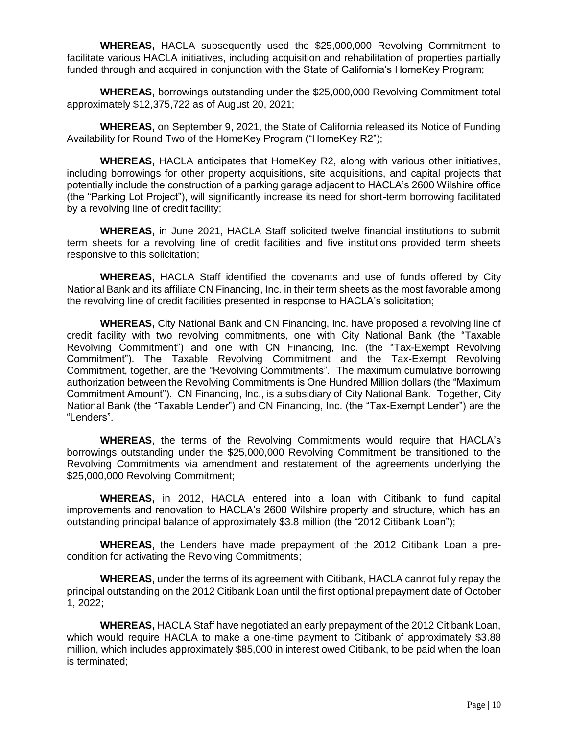**WHEREAS,** HACLA subsequently used the $25,000,000 Revolving Commitment to facilitate various HACLA initiatives, including acquisition and rehabilitation of properties partially funded through and acquired in conjunction with the State of California's HomeKey Program;

**WHEREAS,** borrowings outstanding under the $25,000,000 Revolving Commitment total approximately $12,375,722 as of August 20, 2021;

**WHEREAS,** on September 9, 2021, the State of California released its Notice of Funding Availability for Round Two of the HomeKey Program ("HomeKey R2");

**WHEREAS,** HACLA anticipates that HomeKey R2, along with various other initiatives, including borrowings for other property acquisitions, site acquisitions, and capital projects that potentially include the construction of a parking garage adjacent to HACLA's 2600 Wilshire office (the "Parking Lot Project"), will significantly increase its need for short-term borrowing facilitated by a revolving line of credit facility;

**WHEREAS,** in June 2021, HACLA Staff solicited twelve financial institutions to submit term sheets for a revolving line of credit facilities and five institutions provided term sheets responsive to this solicitation;

**WHEREAS,** HACLA Staff identified the covenants and use of funds offered by City National Bank and its affiliate CN Financing, Inc. in their term sheets as the most favorable among the revolving line of credit facilities presented in response to HACLA's solicitation;

**WHEREAS,** City National Bank and CN Financing, Inc. have proposed a revolving line of credit facility with two revolving commitments, one with City National Bank (the "Taxable Revolving Commitment") and one with CN Financing, Inc. (the "Tax-Exempt Revolving Commitment"). The Taxable Revolving Commitment and the Tax-Exempt Revolving Commitment, together, are the "Revolving Commitments". The maximum cumulative borrowing authorization between the Revolving Commitments is One Hundred Million dollars (the "Maximum Commitment Amount"). CN Financing, Inc., is a subsidiary of City National Bank. Together, City National Bank (the "Taxable Lender") and CN Financing, Inc. (the "Tax-Exempt Lender") are the "Lenders".

**WHEREAS**, the terms of the Revolving Commitments would require that HACLA's borrowings outstanding under the $25,000,000 Revolving Commitment be transitioned to the Revolving Commitments via amendment and restatement of the agreements underlying the $25,000,000 Revolving Commitment;

**WHEREAS,** in 2012, HACLA entered into a loan with Citibank to fund capital improvements and renovation to HACLA's 2600 Wilshire property and structure, which has an outstanding principal balance of approximately $3.8 million (the "2012 Citibank Loan");

**WHEREAS,** the Lenders have made prepayment of the 2012 Citibank Loan a pre-condition for activating the Revolving Commitments;

**WHEREAS,** under the terms of its agreement with Citibank, HACLA cannot fully repay the principal outstanding on the 2012 Citibank Loan until the first optional prepayment date of October 1, 2022;

**WHEREAS,** HACLA Staff have negotiated an early prepayment of the 2012 Citibank Loan, which would require HACLA to make a one-time payment to Citibank of approximately $3.88 million, which includes approximately $85,000 in interest owed Citibank, to be paid when the loan is terminated;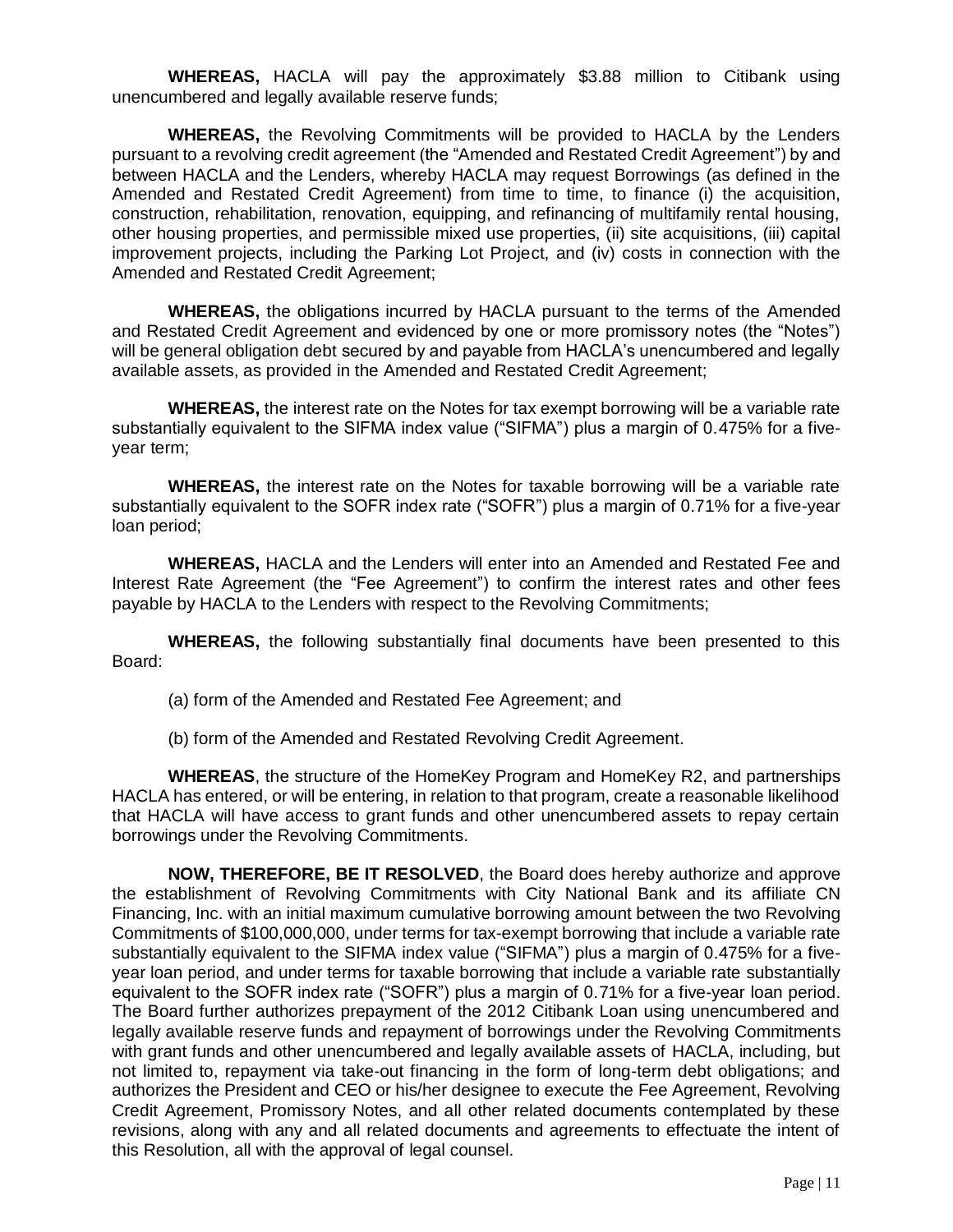**WHEREAS,** HACLA will pay the approximately \$3.88 million to Citibank using unencumbered and legally available reserve funds;

**WHEREAS,** the Revolving Commitments will be provided to HACLA by the Lenders pursuant to a revolving credit agreement (the "Amended and Restated Credit Agreement") by and between HACLA and the Lenders, whereby HACLA may request Borrowings (as defined in the Amended and Restated Credit Agreement) from time to time, to finance (i) the acquisition, construction, rehabilitation, renovation, equipping, and refinancing of multifamily rental housing, other housing properties, and permissible mixed use properties, (ii) site acquisitions, (iii) capital improvement projects, including the Parking Lot Project, and (iv) costs in connection with the Amended and Restated Credit Agreement;

**WHEREAS,** the obligations incurred by HACLA pursuant to the terms of the Amended and Restated Credit Agreement and evidenced by one or more promissory notes (the "Notes") will be general obligation debt secured by and payable from HACLA's unencumbered and legally available assets, as provided in the Amended and Restated Credit Agreement;

**WHEREAS,** the interest rate on the Notes for tax exempt borrowing will be a variable rate substantially equivalent to the SIFMA index value ("SIFMA") plus a margin of 0.475% for a five-year term;

**WHEREAS,** the interest rate on the Notes for taxable borrowing will be a variable rate substantially equivalent to the SOFR index rate ("SOFR") plus a margin of 0.71% for a five-year loan period;

**WHEREAS,** HACLA and the Lenders will enter into an Amended and Restated Fee and Interest Rate Agreement (the "Fee Agreement") to confirm the interest rates and other fees payable by HACLA to the Lenders with respect to the Revolving Commitments;

**WHEREAS,** the following substantially final documents have been presented to this Board:

(a) form of the Amended and Restated Fee Agreement; and

(b) form of the Amended and Restated Revolving Credit Agreement.

**WHEREAS**, the structure of the HomeKey Program and HomeKey R2, and partnerships HACLA has entered, or will be entering, in relation to that program, create a reasonable likelihood that HACLA will have access to grant funds and other unencumbered assets to repay certain borrowings under the Revolving Commitments.

**NOW, THEREFORE, BE IT RESOLVED**, the Board does hereby authorize and approve the establishment of Revolving Commitments with City National Bank and its affiliate CN Financing, Inc. with an initial maximum cumulative borrowing amount between the two Revolving Commitments of \$100,000,000, under terms for tax-exempt borrowing that include a variable rate substantially equivalent to the SIFMA index value ("SIFMA") plus a margin of 0.475% for a five-year loan period, and under terms for taxable borrowing that include a variable rate substantially equivalent to the SOFR index rate ("SOFR") plus a margin of 0.71% for a five-year loan period. The Board further authorizes prepayment of the 2012 Citibank Loan using unencumbered and legally available reserve funds and repayment of borrowings under the Revolving Commitments with grant funds and other unencumbered and legally available assets of HACLA, including, but not limited to, repayment via take-out financing in the form of long-term debt obligations; and authorizes the President and CEO or his/her designee to execute the Fee Agreement, Revolving Credit Agreement, Promissory Notes, and all other related documents contemplated by these revisions, along with any and all related documents and agreements to effectuate the intent of this Resolution, all with the approval of legal counsel.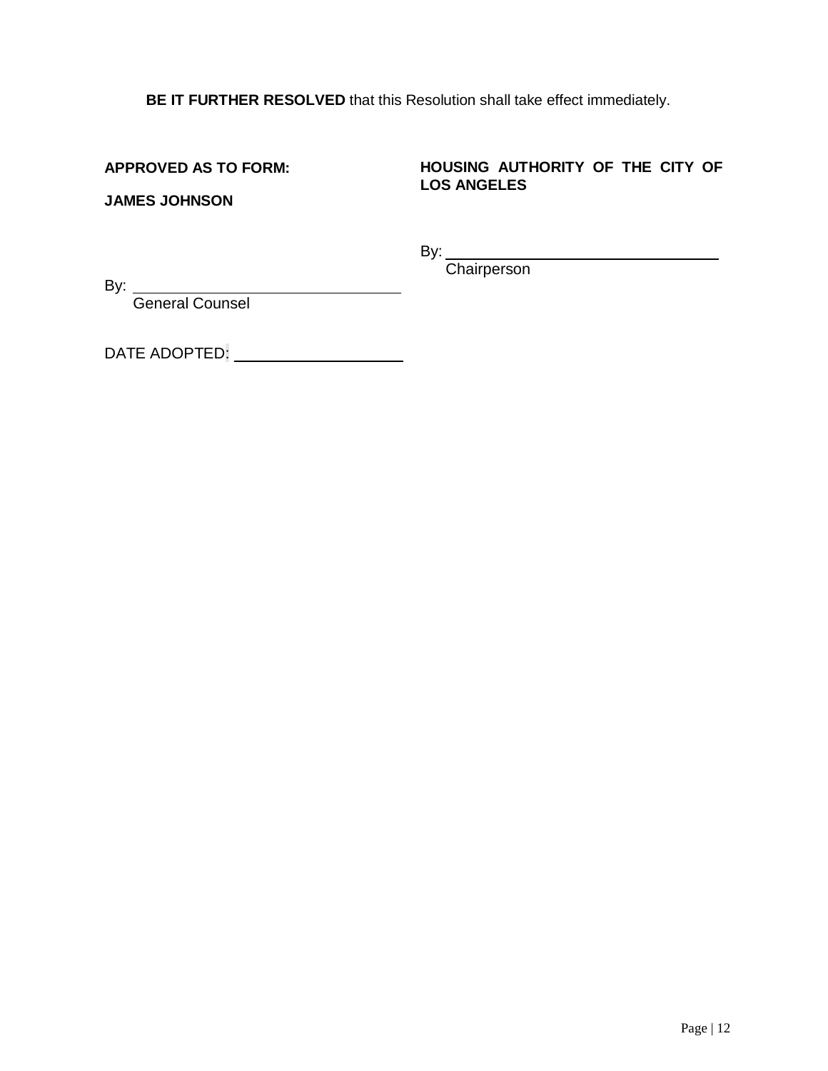**BE IT FURTHER RESOLVED** that this Resolution shall take effect immediately.

**APPROVED AS TO FORM:**

**JAMES JOHNSON**

By: ______________________________
General Counsel

**HOUSING AUTHORITY OF THE CITY OF LOS ANGELES**

By: ______________________________
Chairperson

DATE ADOPTED: ____________________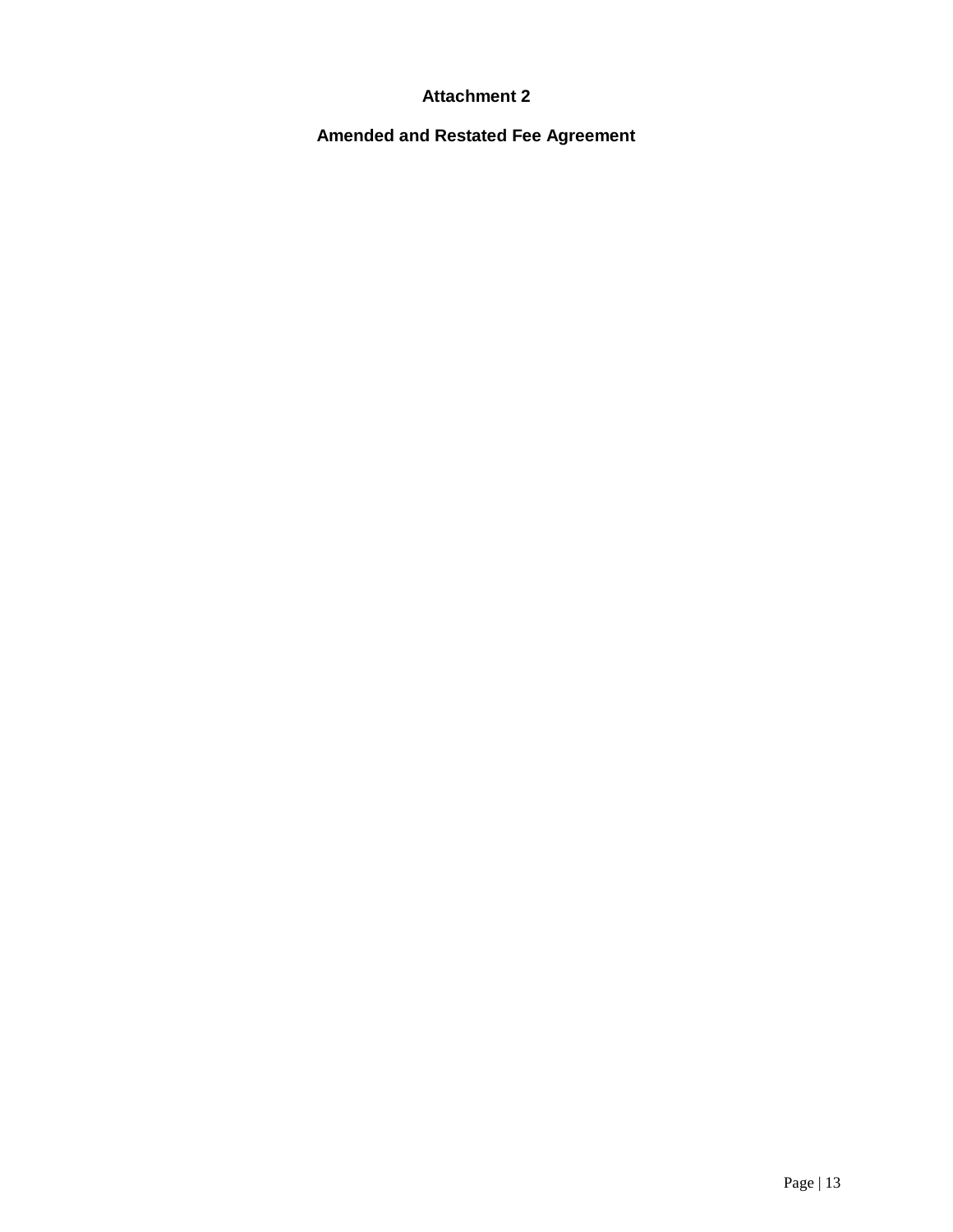# Attachment 2

## Amended and Restated Fee Agreement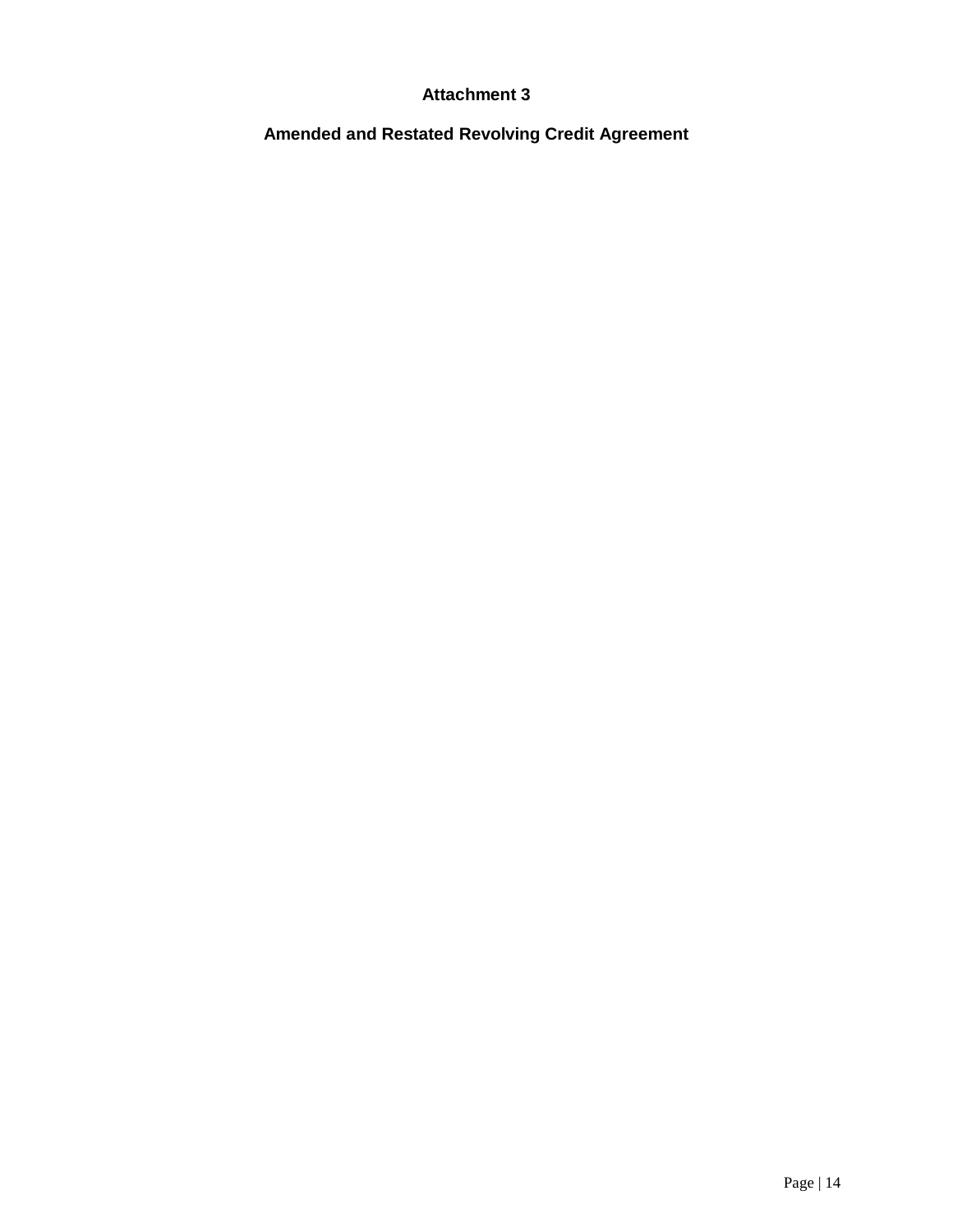# Attachment 3

## Amended and Restated Revolving Credit Agreement